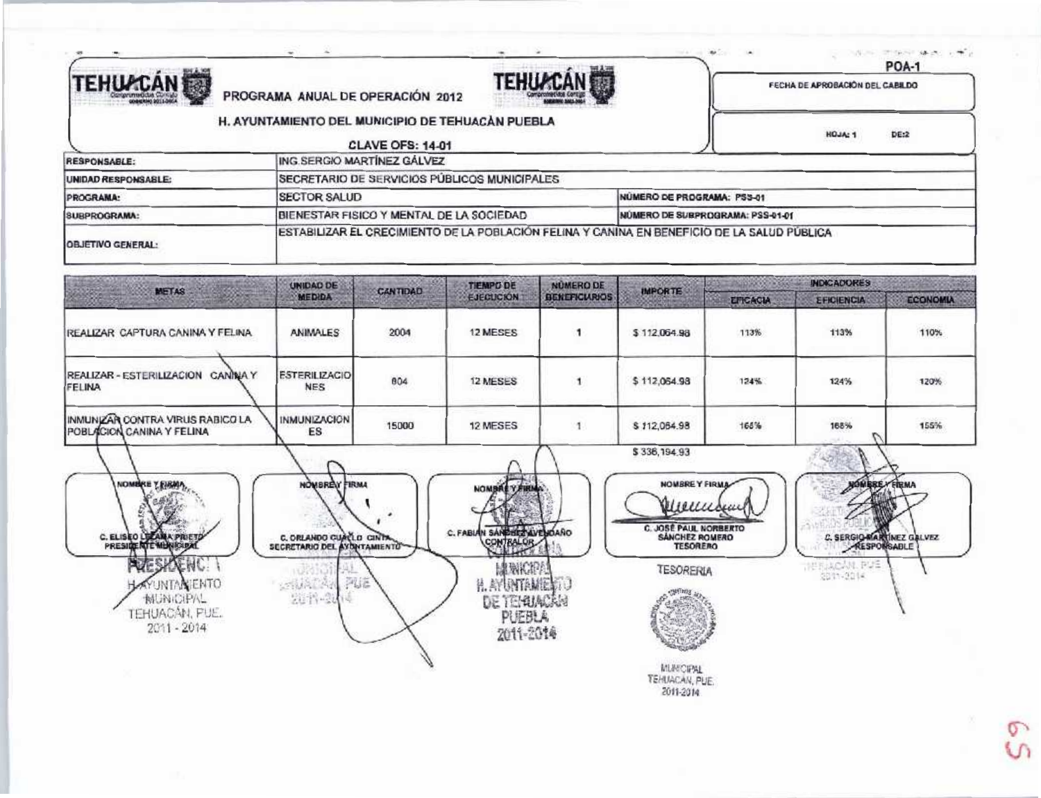POA-1

# TEHUACÁN

## PROGRAMA ANUAL DE OPERACIÓN 2012

### H. AYUNTAMIENTO DEL MUNICIPIO DE TEHUACÀN PUEBLA

**CLAVE OFS: 14-01**

FECHA DE APROBACIÓN DEL CABILDO

HOJA: 1 DE:2

| | | | |
|---|---|---|---|
| RESPONSABLE: | ING.SERGIO MARTÍNEZ GÁLVEZ | | |
| UNIDAD RESPONSABLE: | SECRETARIO DE SERVICIOS PÚBLICOS MUNICIPALES | | |
| PROGRAMA: | SECTOR SALUD | NÚMERO DE PROGRAMA: PSS-01 | |
| SUBPROGRAMA: | BIENESTAR FISICO Y MENTAL DE LA SOCIEDAD | NÚMERO DE SUBPROGRAMA: PSS-01-01 | |
| OBJETIVO GENERAL: | ESTABILIZAR EL CRECIMIENTO DE LA POBLACIÓN FELINA Y CANINA EN BENEFICIO DE LA SALUD PÚBLICA | | |

| METAS | UNIDAD DE MEDIDA | CANTIDAD | TIEMPO DE EJECUCIÓN | NÚMERO DE BENEFICIARIOS | IMPORTE | INDICADORES | | |
|---|---|---|---|---|---|---|---|---|
| | | | | | | EFICACIA | EFICIENCIA | ECONOMIA |
| REALIZAR CAPTURA CANINA Y FELINA | ANIMALES | 2004 | 12 MESES | 1 | $ 112,064.98 | 113% | 113% | 110% |
| REALIZAR - ESTERILIZACION CANINA Y FELINA | ESTERILIZACIONES | 804 | 12 MESES | 1 | $ 112,064.98 | 124% | 124% | 120% |
| INMUNIZAR CONTRA VIRUS RABICO LA POBLACION CANINA Y FELINA | INMUNIZACIONES | 15000 | 12 MESES | 1 | $ 112,064.98 | 168% | 168% | 155% |
| | | | | | $ 336,194.93 | | | |

| NOMBRE Y FIRMA | NOMBRE Y FIRMA | NOMBRE Y FIRMA | NOMBRE Y FIRMA | NOMBRE Y FIRMA |
|---|---|---|---|---|
| C. ELISEO LEZAMA PRIETO<br>PRESIDENTE MUNICIPAL | C. ORLANDO CUAXLO CINTA<br>SECRETARIO DEL AYUNTAMIENTO | C. FABIAN SÁNCHEZ AVENDAÑO<br>CONTRALOR | C. JOSÉ PAUL NORBERTO SÁNCHEZ ROMERO<br>TESORERO | C. SERGIO MARTÍNEZ GÁLVEZ<br>RESPONSABLE |

PRESIDENCIA
H. AYUNTAMIENTO MUNICIPAL
TEHUACÁN, PUE.
2011 - 2014

CONTRALORIA MUNICIPAL
H. AYUNTAMIENTO DE TEHUACÁN PUEBLA
2011-2014

TESORERIA
MUNICIPAL
TEHUACAN, PUE.
2011-2014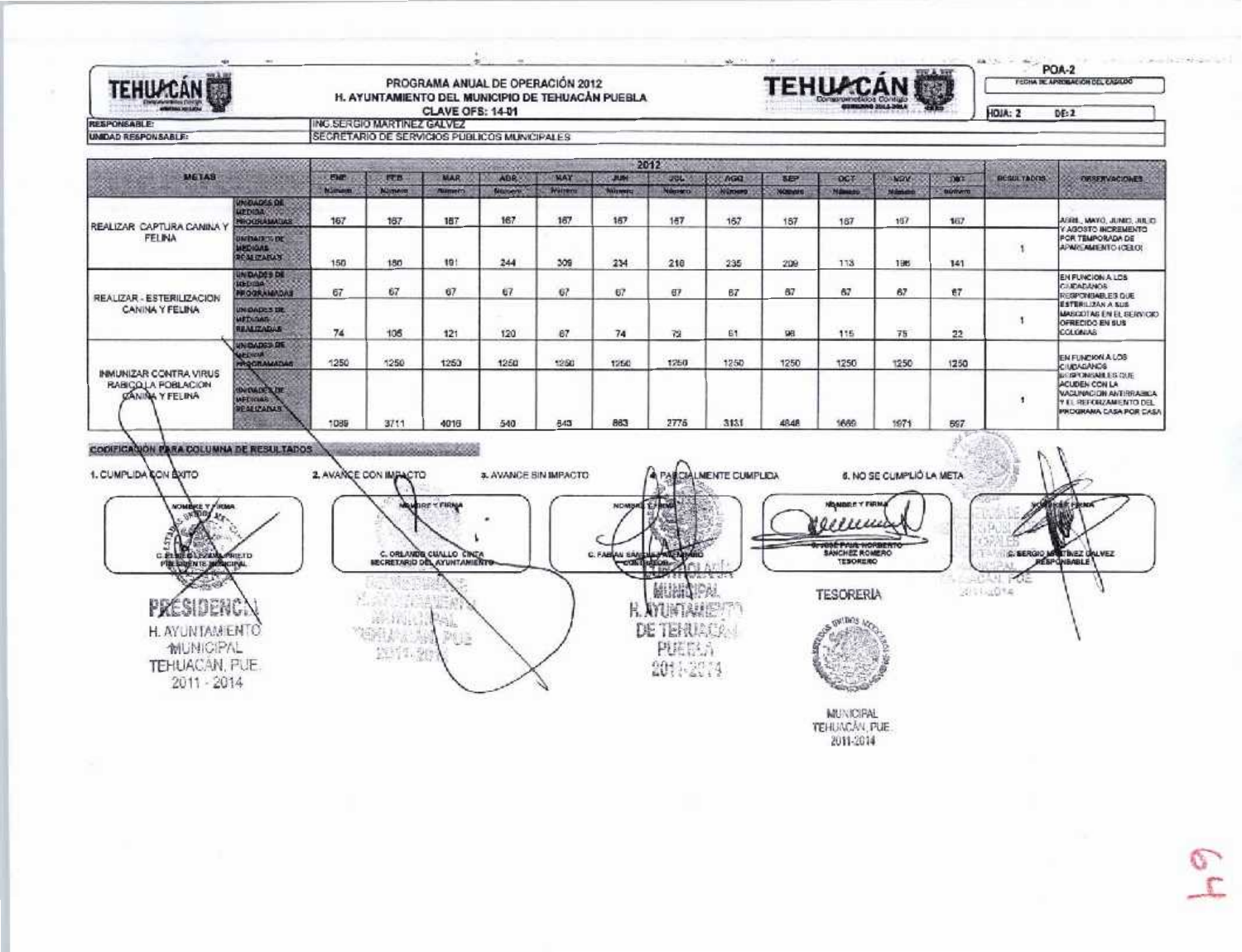POA-2

FECHA DE APROBACIÓN DEL CABILDO

HOJA: 2 DE: 2

PROGRAMA ANUAL DE OPERACIÓN 2012
H. AYUNTAMIENTO DEL MUNICIPIO DE TEHUACÁN PUEBLA
CLAVE OFS: 14-01

RESPONSABLE: ING.SERGIO MARTINEZ GALVEZ

UNIDAD RESPONSABLE: SECRETARIO DE SERVICIOS PUBLICOS MUNICIPALES

| METAS | | ENE Número | FEB Número | MAR Número | ABR Número | MAY Número | JUN Número | JUL Número | AGO Número | SEP Número | OCT Número | NOV Número | DIC Número | RESULTADOS | OBSERVACIONES |
|---|---|---|---|---|---|---|---|---|---|---|---|---|---|---|---|
| REALIZAR CAPTURA CANINA Y FELINA | UNIDADES DE MEDIDA PROGRAMADAS | 167 | 167 | 167 | 167 | 167 | 167 | 167 | 167 | 167 | 167 | 167 | 167 | 1 | ABRIL, MAYO, JUNIO, JULIO Y AGOSTO INCREMENTO POR TEMPORADA DE APAREAMIENTO (CELO) |
| | UNIDADES DE MEDIDA REALIZADAS | 150 | 180 | 191 | 244 | 309 | 234 | 218 | 235 | 209 | 113 | 196 | 141 | | |
| REALIZAR - ESTERILIZACION CANINA Y FELINA | UNIDADES DE MEDIDA PROGRAMADAS | 67 | 67 | 67 | 67 | 67 | 67 | 67 | 67 | 67 | 67 | 67 | 67 | 1 | EN FUNCION A LOS CIUDADANOS RESPONSABLES QUE ESTERILIZAN A SUS MASCOTAS EN EL SERVICIO OFRECIDO EN SUS COLONIAS |
| | UNIDADES DE MEDIDA REALIZADAS | 74 | 105 | 121 | 120 | 67 | 74 | 72 | 61 | 98 | 115 | 75 | 22 | | |
| INMUNIZAR CONTRA VIRUS RABICO LA POBLACION CANINA Y FELINA | UNIDADES DE MEDIDA PROGRAMADAS | 1250 | 1250 | 1250 | 1250 | 1250 | 1250 | 1250 | 1250 | 1250 | 1250 | 1250 | 1250 | 1 | EN FUNCION A LOS CIUDADANOS RESPONSABLES QUE ACUDEN CON LA VACUNACION ANTIRRABICA Y EL REFORZAMIENTO DEL PROGRAMA CASA POR CASA |
| | UNIDADES DE MEDIDA REALIZADAS | 1089 | 3711 | 4016 | 540 | 643 | 883 | 2775 | 3131 | 4848 | 1669 | 1971 | 697 | | |

**CODIFICACIÓN PARA COLUMNA DE RESULTADOS**

1. CUMPLIDA CON ÉXITO
2. AVANCE CON IMPACTO
3. AVANCE SIN IMPACTO
4. PARCIALMENTE CUMPLIDA
5. NO SE CUMPLIÓ LA META

| NOMBRE Y FIRMA | NOMBRE Y FIRMA | NOMBRE Y FIRMA | NOMBRE Y FIRMA | NOMBRE Y FIRMA |
|---|---|---|---|---|
| C. ELISEO LEZAMA PRIETO PRESIDENTE MUNICIPAL | C. ORLANDO CUALLO CINTA SECRETARIO DEL AYUNTAMIENTO | C. FABIAN SANCHEZ MARTINEZ CONTRALOR | C. JOSE PAUL NORBERTO SANCHEZ ROMERO TESORERO | ING. SERGIO MARTINEZ GALVEZ RESPONSABLE |

PRESIDENCIA
H. AYUNTAMIENTO
MUNICIPAL
TEHUACAN, PUE.
2011 - 2014

CONTRALORÍA
MUNICIPAL
H. AYUNTAMIENTO
DE TEHUACAN
PUEBLA
2011-2014

TESORERIA
MUNICIPAL
TEHUACÁN, PUE.
2011-2014